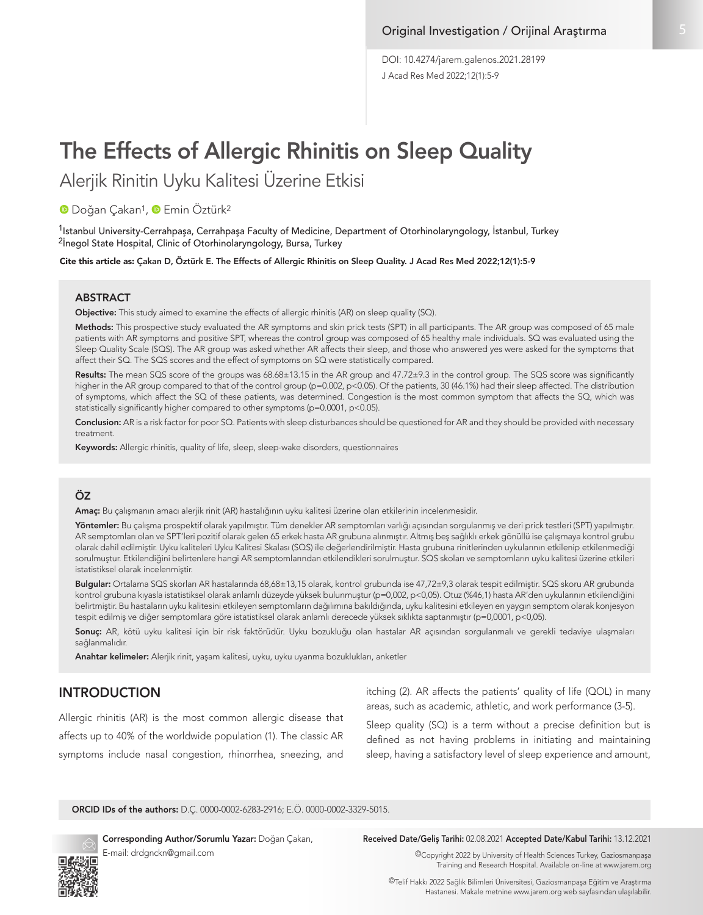Original Investigation / Orijinal Araştırma

DOI: 10.4274/jarem.galenos.2021.28199

# The Effects of Allergic Rhinitis on Sleep Quality

## Alerjik Rinitin Uyku Kalitesi Üzerine Etkisi

Doğan Çakan[1], Emin Öztürk[2]

[1]Istanbul University-Cerrahpaşa, Cerrahpaşa Faculty of Medicine, Department of Otorhinolaryngology, İstanbul, Turkey
[2]İnegol State Hospital, Clinic of Otorhinolaryngology, Bursa, Turkey

**Cite this article as: Çakan D, Öztürk E. The Effects of Allergic Rhinitis on Sleep Quality. J Acad Res Med 2022;12(1):5-9**

### ABSTRACT

**Objective:** This study aimed to examine the effects of allergic rhinitis (AR) on sleep quality (SQ).

**Methods:** This prospective study evaluated the AR symptoms and skin prick tests (SPT) in all participants. The AR group was composed of 65 male patients with AR symptoms and positive SPT, whereas the control group was composed of 65 healthy male individuals. SQ was evaluated using the Sleep Quality Scale (SQS). The AR group was asked whether AR affects their sleep, and those who answered yes were asked for the symptoms that affect their SQ. The SQS scores and the effect of symptoms on SQ were statistically compared.

**Results:** The mean SQS score of the groups was 68.68±13.15 in the AR group and 47.72±9.3 in the control group. The SQS score was significantly higher in the AR group compared to that of the control group ($p=0.002$, $p<0.05$). Of the patients, 30 (46.1%) had their sleep affected. The distribution of symptoms, which affect the SQ of these patients, was determined. Congestion is the most common symptom that affects the SQ, which was statistically significantly higher compared to other symptoms ($p=0.0001$, $p<0.05$).

**Conclusion:** AR is a risk factor for poor SQ. Patients with sleep disturbances should be questioned for AR and they should be provided with necessary treatment.

**Keywords:** Allergic rhinitis, quality of life, sleep, sleep-wake disorders, questionnaires

### ÖZ

**Amaç:** Bu çalışmanın amacı alerjik rinit (AR) hastalığının uyku kalitesi üzerine olan etkilerinin incelenmesidir.

**Yöntemler:** Bu çalışma prospektif olarak yapılmıştır. Tüm denekler AR semptomları varlığı açısından sorgulanmış ve deri prick testleri (SPT) yapılmıştır. AR semptomları olan ve SPT'leri pozitif olarak gelen 65 erkek hasta AR grubuna alınmıştır. Altmış beş sağlıklı erkek gönüllü ise çalışmaya kontrol grubu olarak dahil edilmiştir. Uyku kaliteleri Uyku Kalitesi Skalası (SQS) ile değerlendirilmiştir. Hasta grubuna rinitlerinden uykularının etkilenip etkilenmediği sorulmuştur. Etkilendiğini belirtenlere hangi AR semptomlarından etkilendikleri sorulmuştur. SQS skorları ve semptomların uyku kalitesi üzerine etkileri istatistiksel olarak incelenmiştir.

**Bulgular:** Ortalama SQS skorları AR hastalarında 68,68±13,15 olarak, kontrol grubunda ise 47,72±9,3 olarak tespit edilmiştir. SQS skoru AR grubunda kontrol grubuna kıyasla istatistiksel olarak anlamlı düzeyde yüksek bulunmuştur ($p=0,002$, $p<0,05$). Otuz (%46,1) hasta AR'den uykularının etkilendiğini belirtmiştir. Bu hastaların uyku kalitesini etkileyen semptomların dağılımına bakıldığında, uyku kalitesini etkileyen en yaygın semptom olarak konjesyon tespit edilmiş ve diğer semptomlara göre istatistiksel olarak anlamlı derecede yüksek sıklıkta saptanmıştır ($p=0,0001$, $p<0,05$).

**Sonuç:** AR, kötü uyku kalitesi için bir risk faktörüdür. Uyku bozukluğu olan hastalar AR açısından sorgulanmalı ve gerekli tedaviye ulaşmaları sağlanmalıdır.

**Anahtar kelimeler:** Alerjik rinit, yaşam kalitesi, uyku, uyku uyanma bozuklukları, anketler

## INTRODUCTION

Allergic rhinitis (AR) is the most common allergic disease that affects up to 40% of the worldwide population (1). The classic AR symptoms include nasal congestion, rhinorrhea, sneezing, and itching (2). AR affects the patients' quality of life (QOL) in many areas, such as academic, athletic, and work performance (3-5).

Sleep quality (SQ) is a term without a precise definition but is defined as not having problems in initiating and maintaining sleep, having a satisfactory level of sleep experience and amount,

**ORCID IDs of the authors:** D.Ç. 0000-0002-6283-2916; E.Ö. 0000-0002-3329-5015.

**Corresponding Author/Sorumlu Yazar:** Doğan Çakan, E-mail: drdgnckn@gmail.com

**Received Date/Geliş Tarihi:** 02.08.2021 **Accepted Date/Kabul Tarihi:** 13.12.2021

©Copyright 2022 by University of Health Sciences Turkey, Gaziosmanpaşa Training and Research Hospital. Available on-line at www.jarem.org

©Telif Hakkı 2022 Sağlık Bilimleri Üniversitesi, Gaziosmanpaşa Eğitim ve Araştırma Hastanesi. Makale metnine www.jarem.org web sayfasından ulaşılabilir.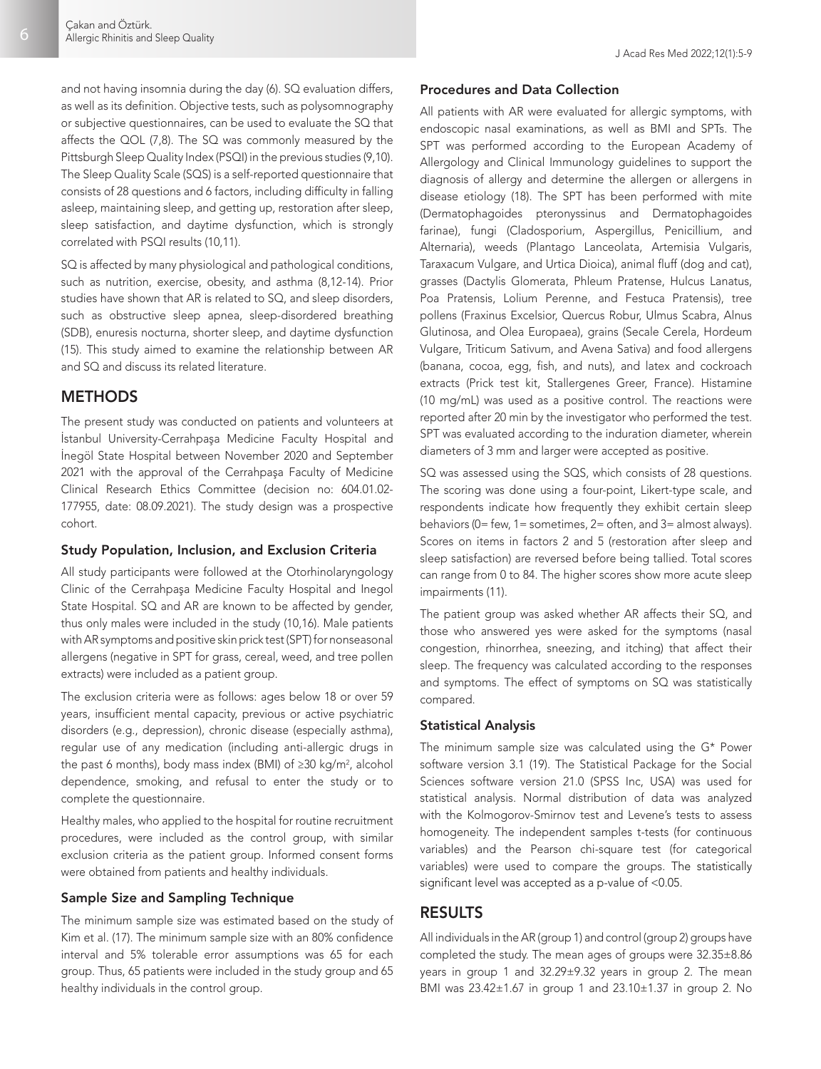and not having insomnia during the day (6). SQ evaluation differs, as well as its definition. Objective tests, such as polysomnography or subjective questionnaires, can be used to evaluate the SQ that affects the QOL (7,8). The SQ was commonly measured by the Pittsburgh Sleep Quality Index (PSQI) in the previous studies (9,10). The Sleep Quality Scale (SQS) is a self-reported questionnaire that consists of 28 questions and 6 factors, including difficulty in falling asleep, maintaining sleep, and getting up, restoration after sleep, sleep satisfaction, and daytime dysfunction, which is strongly correlated with PSQI results (10,11).

SQ is affected by many physiological and pathological conditions, such as nutrition, exercise, obesity, and asthma (8,12-14). Prior studies have shown that AR is related to SQ, and sleep disorders, such as obstructive sleep apnea, sleep-disordered breathing (SDB), enuresis nocturna, shorter sleep, and daytime dysfunction (15). This study aimed to examine the relationship between AR and SQ and discuss its related literature.

## METHODS

The present study was conducted on patients and volunteers at İstanbul University-Cerrahpaşa Medicine Faculty Hospital and İnegöl State Hospital between November 2020 and September 2021 with the approval of the Cerrahpaşa Faculty of Medicine Clinical Research Ethics Committee (decision no: 604.01.02-177955, date: 08.09.2021). The study design was a prospective cohort.

### Study Population, Inclusion, and Exclusion Criteria

All study participants were followed at the Otorhinolaryngology Clinic of the Cerrahpaşa Medicine Faculty Hospital and Inegol State Hospital. SQ and AR are known to be affected by gender, thus only males were included in the study (10,16). Male patients with AR symptoms and positive skin prick test (SPT) for nonseasonal allergens (negative in SPT for grass, cereal, weed, and tree pollen extracts) were included as a patient group.

The exclusion criteria were as follows: ages below 18 or over 59 years, insufficient mental capacity, previous or active psychiatric disorders (e.g., depression), chronic disease (especially asthma), regular use of any medication (including anti-allergic drugs in the past 6 months), body mass index (BMI) of ≥30 kg/m$^2$, alcohol dependence, smoking, and refusal to enter the study or to complete the questionnaire.

Healthy males, who applied to the hospital for routine recruitment procedures, were included as the control group, with similar exclusion criteria as the patient group. Informed consent forms were obtained from patients and healthy individuals.

### Sample Size and Sampling Technique

The minimum sample size was estimated based on the study of Kim et al. (17). The minimum sample size with an 80% confidence interval and 5% tolerable error assumptions was 65 for each group. Thus, 65 patients were included in the study group and 65 healthy individuals in the control group.

### Procedures and Data Collection

All patients with AR were evaluated for allergic symptoms, with endoscopic nasal examinations, as well as BMI and SPTs. The SPT was performed according to the European Academy of Allergology and Clinical Immunology guidelines to support the diagnosis of allergy and determine the allergen or allergens in disease etiology (18). The SPT has been performed with mite (Dermatophagoides pteronyssinus and Dermatophagoides farinae), fungi (Cladosporium, Aspergillus, Penicillium, and Alternaria), weeds (Plantago Lanceolata, Artemisia Vulgaris, Taraxacum Vulgare, and Urtica Dioica), animal fluff (dog and cat), grasses (Dactylis Glomerata, Phleum Pratense, Hulcus Lanatus, Poa Pratensis, Lolium Perenne, and Festuca Pratensis), tree pollens (Fraxinus Excelsior, Quercus Robur, Ulmus Scabra, Alnus Glutinosa, and Olea Europaea), grains (Secale Cerela, Hordeum Vulgare, Triticum Sativum, and Avena Sativa) and food allergens (banana, cocoa, egg, fish, and nuts), and latex and cockroach extracts (Prick test kit, Stallergenes Greer, France). Histamine (10 mg/mL) was used as a positive control. The reactions were reported after 20 min by the investigator who performed the test. SPT was evaluated according to the induration diameter, wherein diameters of 3 mm and larger were accepted as positive.

SQ was assessed using the SQS, which consists of 28 questions. The scoring was done using a four-point, Likert-type scale, and respondents indicate how frequently they exhibit certain sleep behaviors (0= few, 1= sometimes, 2= often, and 3= almost always). Scores on items in factors 2 and 5 (restoration after sleep and sleep satisfaction) are reversed before being tallied. Total scores can range from 0 to 84. The higher scores show more acute sleep impairments (11).

The patient group was asked whether AR affects their SQ, and those who answered yes were asked for the symptoms (nasal congestion, rhinorrhea, sneezing, and itching) that affect their sleep. The frequency was calculated according to the responses and symptoms. The effect of symptoms on SQ was statistically compared.

### Statistical Analysis

The minimum sample size was calculated using the G* Power software version 3.1 (19). The Statistical Package for the Social Sciences software version 21.0 (SPSS Inc, USA) was used for statistical analysis. Normal distribution of data was analyzed with the Kolmogorov-Smirnov test and Levene's tests to assess homogeneity. The independent samples t-tests (for continuous variables) and the Pearson chi-square test (for categorical variables) were used to compare the groups. The statistically significant level was accepted as a p-value of <0.05.

## RESULTS

All individuals in the AR (group 1) and control (group 2) groups have completed the study. The mean ages of groups were 32.35±8.86 years in group 1 and 32.29±9.32 years in group 2. The mean BMI was 23.42±1.67 in group 1 and 23.10±1.37 in group 2. No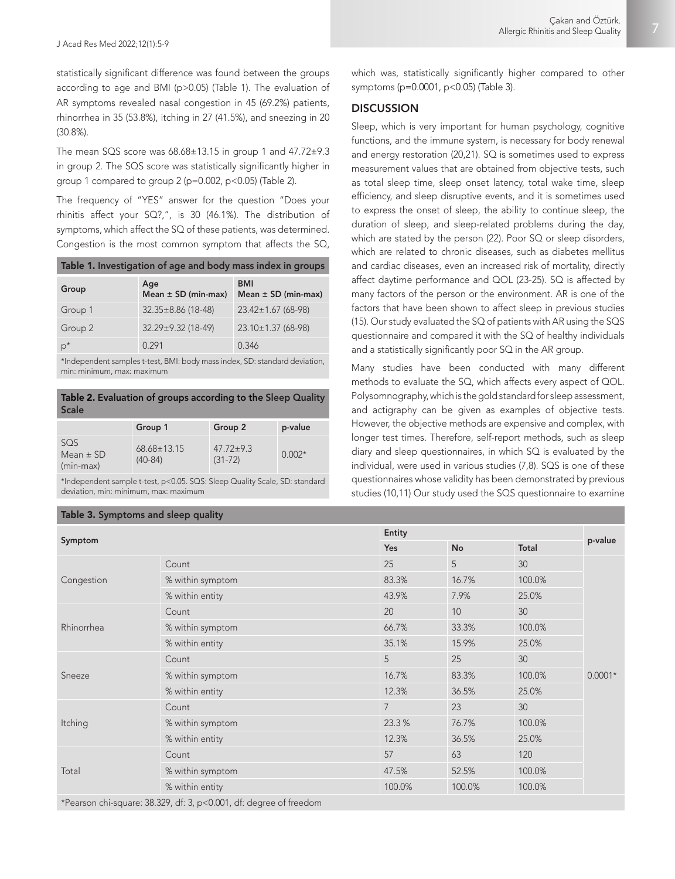statistically significant difference was found between the groups according to age and BMI (p>0.05) (Table 1). The evaluation of AR symptoms revealed nasal congestion in 45 (69.2%) patients, rhinorrhea in 35 (53.8%), itching in 27 (41.5%), and sneezing in 20 (30.8%).

The mean SQS score was 68.68±13.15 in group 1 and 47.72±9.3 in group 2. The SQS score was statistically significantly higher in group 1 compared to group 2 (p=0.002, p<0.05) (Table 2).

The frequency of "YES" answer for the question "Does your rhinitis affect your SQ?,", is 30 (46.1%). The distribution of symptoms, which affect the SQ of these patients, was determined. Congestion is the most common symptom that affects the SQ, which was, statistically significantly higher compared to other symptoms (p=0.0001, p<0.05) (Table 3).

**Table 1.** Investigation of age and body mass index in groups

| Group | Age Mean ± SD (min-max) | BMI Mean ± SD (min-max) |
|---|---|---|
| Group 1 | 32.35±8.86 (18-48) | 23.42±1.67 (68-98) |
| Group 2 | 32.29±9.32 (18-49) | 23.10±1.37 (68-98) |
| p* | 0.291 | 0.346 |

*Independent samples t-test, BMI: body mass index, SD: standard deviation, min: minimum, max: maximum

**Table 2.** Evaluation of groups according to the Sleep Quality Scale

| | Group 1 | Group 2 | p-value |
|---|---|---|---|
| SQS Mean ± SD (min-max) | 68.68±13.15 (40-84) | 47.72±9.3 (31-72) | 0.002* |

*Independent sample t-test, p<0.05. SQS: Sleep Quality Scale, SD: standard deviation, min: minimum, max: maximum

**Table 3.** Symptoms and sleep quality

| Symptom | | Entity | | | p-value |
|---|---|---|---|---|---|
| | | Yes | No | Total | |
| Congestion | Count | 25 | 5 | 30 | 0.0001* |
| | % within symptom | 83.3% | 16.7% | 100.0% | |
| | % within entity | 43.9% | 7.9% | 25.0% | |
| Rhinorrhea | Count | 20 | 10 | 30 | |
| | % within symptom | 66.7% | 33.3% | 100.0% | |
| | % within entity | 35.1% | 15.9% | 25.0% | |
| Sneeze | Count | 5 | 25 | 30 | |
| | % within symptom | 16.7% | 83.3% | 100.0% | |
| | % within entity | 12.3% | 36.5% | 25.0% | |
| Itching | Count | 7 | 23 | 30 | |
| | % within symptom | 23.3 % | 76.7% | 100.0% | |
| | % within entity | 12.3% | 36.5% | 25.0% | |
| Total | Count | 57 | 63 | 120 | |
| | % within symptom | 47.5% | 52.5% | 100.0% | |
| | % within entity | 100.0% | 100.0% | 100.0% | |

*Pearson chi-square: 38.329, df: 3, p<0.001, df: degree of freedom

## DISCUSSION

Sleep, which is very important for human psychology, cognitive functions, and the immune system, is necessary for body renewal and energy restoration (20,21). SQ is sometimes used to express measurement values that are obtained from objective tests, such as total sleep time, sleep onset latency, total wake time, sleep efficiency, and sleep disruptive events, and it is sometimes used to express the onset of sleep, the ability to continue sleep, the duration of sleep, and sleep-related problems during the day, which are stated by the person (22). Poor SQ or sleep disorders, which are related to chronic diseases, such as diabetes mellitus and cardiac diseases, even an increased risk of mortality, directly affect daytime performance and QOL (23-25). SQ is affected by many factors of the person or the environment. AR is one of the factors that have been shown to affect sleep in previous studies (15). Our study evaluated the SQ of patients with AR using the SQS questionnaire and compared it with the SQ of healthy individuals and a statistically significantly poor SQ in the AR group.

Many studies have been conducted with many different methods to evaluate the SQ, which affects every aspect of QOL. Polysomnography, which is the gold standard for sleep assessment, and actigraphy can be given as examples of objective tests. However, the objective methods are expensive and complex, with longer test times. Therefore, self-report methods, such as sleep diary and sleep questionnaires, in which SQ is evaluated by the individual, were used in various studies (7,8). SQS is one of these questionnaires whose validity has been demonstrated by previous studies (10,11) Our study used the SQS questionnaire to examine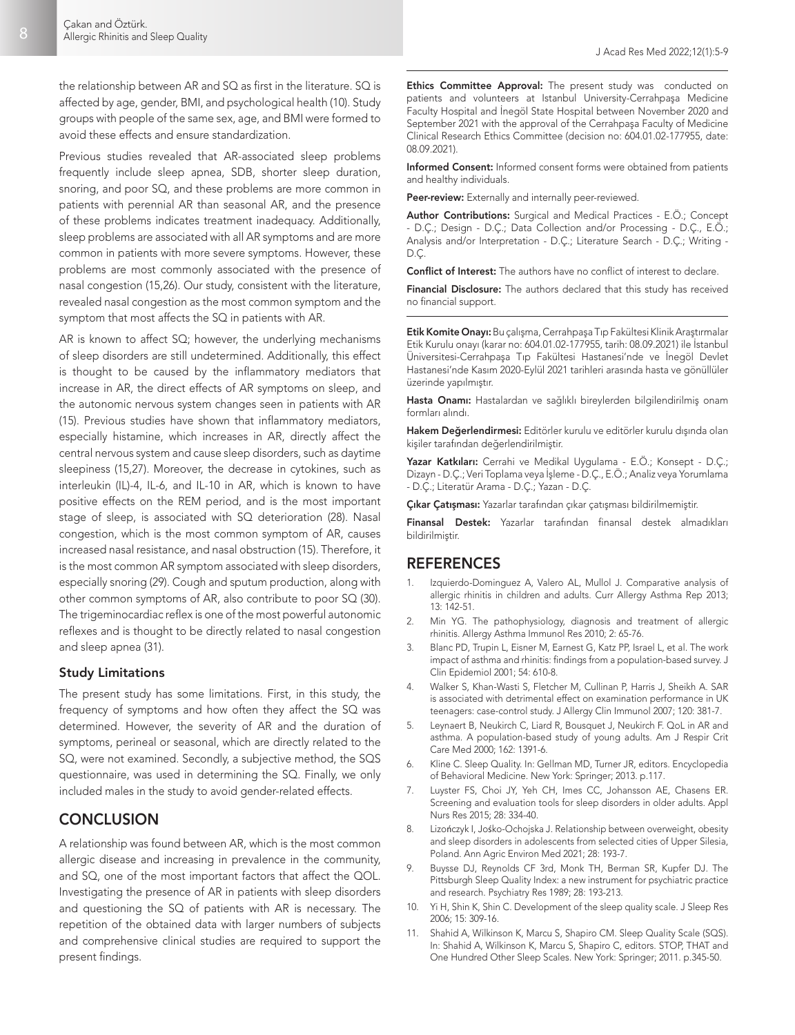the relationship between AR and SQ as first in the literature. SQ is affected by age, gender, BMI, and psychological health (10). Study groups with people of the same sex, age, and BMI were formed to avoid these effects and ensure standardization.

Previous studies revealed that AR-associated sleep problems frequently include sleep apnea, SDB, shorter sleep duration, snoring, and poor SQ, and these problems are more common in patients with perennial AR than seasonal AR, and the presence of these problems indicates treatment inadequacy. Additionally, sleep problems are associated with all AR symptoms and are more common in patients with more severe symptoms. However, these problems are most commonly associated with the presence of nasal congestion (15,26). Our study, consistent with the literature, revealed nasal congestion as the most common symptom and the symptom that most affects the SQ in patients with AR.

AR is known to affect SQ; however, the underlying mechanisms of sleep disorders are still undetermined. Additionally, this effect is thought to be caused by the inflammatory mediators that increase in AR, the direct effects of AR symptoms on sleep, and the autonomic nervous system changes seen in patients with AR (15). Previous studies have shown that inflammatory mediators, especially histamine, which increases in AR, directly affect the central nervous system and cause sleep disorders, such as daytime sleepiness (15,27). Moreover, the decrease in cytokines, such as interleukin (IL)-4, IL-6, and IL-10 in AR, which is known to have positive effects on the REM period, and is the most important stage of sleep, is associated with SQ deterioration (28). Nasal congestion, which is the most common symptom of AR, causes increased nasal resistance, and nasal obstruction (15). Therefore, it is the most common AR symptom associated with sleep disorders, especially snoring (29). Cough and sputum production, along with other common symptoms of AR, also contribute to poor SQ (30). The trigeminocardiac reflex is one of the most powerful autonomic reflexes and is thought to be directly related to nasal congestion and sleep apnea (31).

### Study Limitations

The present study has some limitations. First, in this study, the frequency of symptoms and how often they affect the SQ was determined. However, the severity of AR and the duration of symptoms, perineal or seasonal, which are directly related to the SQ, were not examined. Secondly, a subjective method, the SQS questionnaire, was used in determining the SQ. Finally, we only included males in the study to avoid gender-related effects.

## CONCLUSION

A relationship was found between AR, which is the most common allergic disease and increasing in prevalence in the community, and SQ, one of the most important factors that affect the QOL. Investigating the presence of AR in patients with sleep disorders and questioning the SQ of patients with AR is necessary. The repetition of the obtained data with larger numbers of subjects and comprehensive clinical studies are required to support the present findings.

**Ethics Committee Approval:** The present study was conducted on patients and volunteers at Istanbul University-Cerrahpaşa Medicine Faculty Hospital and İnegöl State Hospital between November 2020 and September 2021 with the approval of the Cerrahpaşa Faculty of Medicine Clinical Research Ethics Committee (decision no: 604.01.02-177955, date: 08.09.2021).

**Informed Consent:** Informed consent forms were obtained from patients and healthy individuals.

**Peer-review:** Externally and internally peer-reviewed.

**Author Contributions:** Surgical and Medical Practices - E.Ö.; Concept - D.Ç.; Design - D.Ç.; Data Collection and/or Processing - D.Ç., E.Ö.; Analysis and/or Interpretation - D.Ç.; Literature Search - D.Ç.; Writing - D.Ç.

**Conflict of Interest:** The authors have no conflict of interest to declare.

**Financial Disclosure:** The authors declared that this study has received no financial support.

**Etik Komite Onayı:** Bu çalışma, Cerrahpaşa Tıp Fakültesi Klinik Araştırmalar Etik Kurulu onayı (karar no: 604.01.02-177955, tarih: 08.09.2021) ile İstanbul Üniversitesi-Cerrahpaşa Tıp Fakültesi Hastanesi'nde ve İnegöl Devlet Hastanesi'nde Kasım 2020-Eylül 2021 tarihleri arasında hasta ve gönüllüler üzerinde yapılmıştır.

**Hasta Onamı:** Hastalardan ve sağlıklı bireylerden bilgilendirilmiş onam formları alındı.

**Hakem Değerlendirmesi:** Editörler kurulu ve editörler kurulu dışında olan kişiler tarafından değerlendirilmiştir.

**Yazar Katkıları:** Cerrahi ve Medikal Uygulama - E.Ö.; Konsept - D.Ç.; Dizayn - D.Ç.; Veri Toplama veya İşleme - D.Ç., E.Ö.; Analiz veya Yorumlama - D.Ç.; Literatür Arama - D.Ç.; Yazan - D.Ç.

**Çıkar Çatışması:** Yazarlar tarafından çıkar çatışması bildirilmemiştir.

**Finansal Destek:** Yazarlar tarafından finansal destek almadıkları bildirilmiştir.

## REFERENCES

1. Izquierdo-Dominguez A, Valero AL, Mullol J. Comparative analysis of allergic rhinitis in children and adults. Curr Allergy Asthma Rep 2013; 13: 142-51.
2. Min YG. The pathophysiology, diagnosis and treatment of allergic rhinitis. Allergy Asthma Immunol Res 2010; 2: 65-76.
3. Blanc PD, Trupin L, Eisner M, Earnest G, Katz PP, Israel L, et al. The work impact of asthma and rhinitis: findings from a population-based survey. J Clin Epidemiol 2001; 54: 610-8.
4. Walker S, Khan-Wasti S, Fletcher M, Cullinan P, Harris J, Sheikh A. SAR is associated with detrimental effect on examination performance in UK teenagers: case-control study. J Allergy Clin Immunol 2007; 120: 381-7.
5. Leynaert B, Neukirch C, Liard R, Bousquet J, Neukirch F. QoL in AR and asthma. A population-based study of young adults. Am J Respir Crit Care Med 2000; 162: 1391-6.
6. Kline C. Sleep Quality. In: Gellman MD, Turner JR, editors. Encyclopedia of Behavioral Medicine. New York: Springer; 2013. p.117.
7. Luyster FS, Choi JY, Yeh CH, Imes CC, Johansson AE, Chasens ER. Screening and evaluation tools for sleep disorders in older adults. Appl Nurs Res 2015; 28: 334-40.
8. Lizończyk I, Jośko-Ochojska J. Relationship between overweight, obesity and sleep disorders in adolescents from selected cities of Upper Silesia, Poland. Ann Agric Environ Med 2021; 28: 193-7.
9. Buysse DJ, Reynolds CF 3rd, Monk TH, Berman SR, Kupfer DJ. The Pittsburgh Sleep Quality Index: a new instrument for psychiatric practice and research. Psychiatry Res 1989; 28: 193-213.
10. Yi H, Shin K, Shin C. Development of the sleep quality scale. J Sleep Res 2006; 15: 309-16.
11. Shahid A, Wilkinson K, Marcu S, Shapiro CM. Sleep Quality Scale (SQS). In: Shahid A, Wilkinson K, Marcu S, Shapiro C, editors. STOP, THAT and One Hundred Other Sleep Scales. New York: Springer; 2011. p.345-50.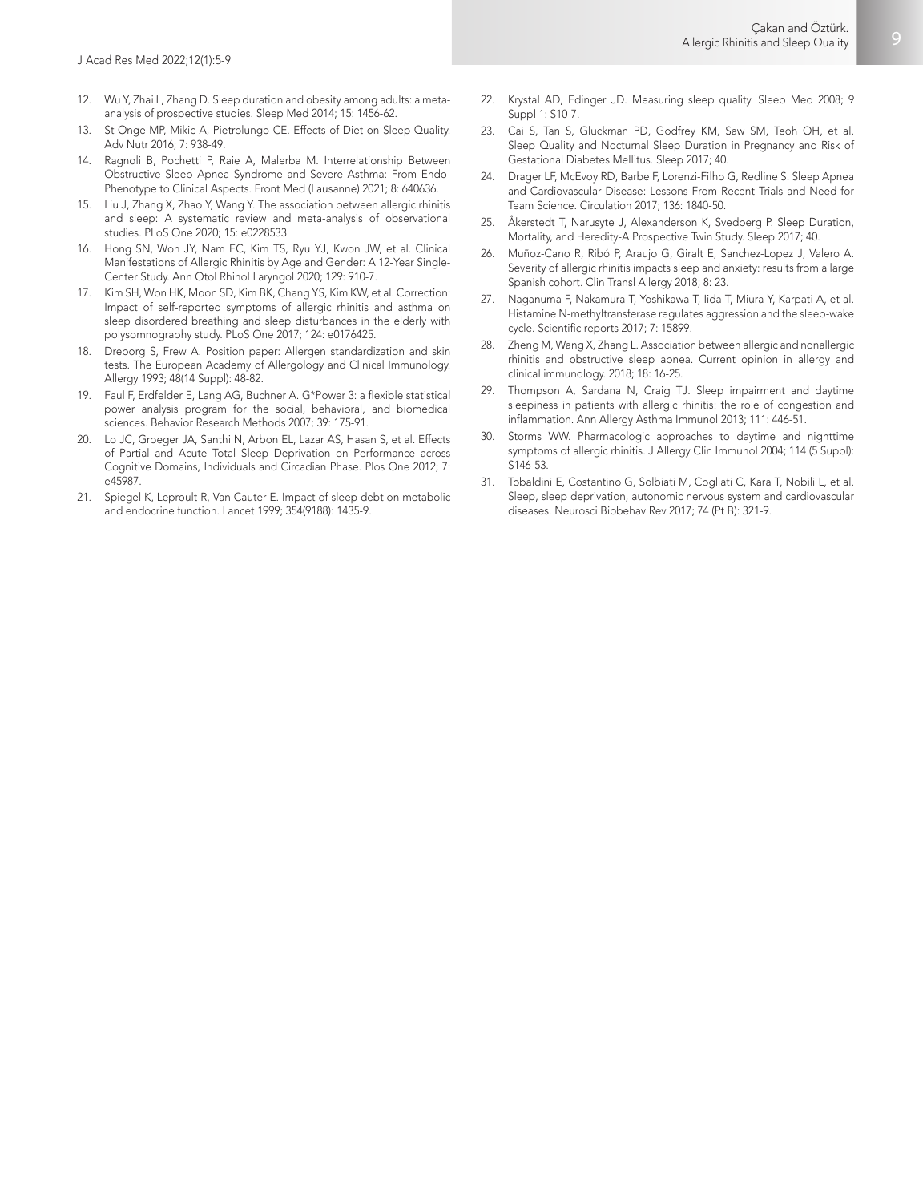12. Wu Y, Zhai L, Zhang D. Sleep duration and obesity among adults: a meta-analysis of prospective studies. Sleep Med 2014; 15: 1456-62.
13. St-Onge MP, Mikic A, Pietrolungo CE. Effects of Diet on Sleep Quality. Adv Nutr 2016; 7: 938-49.
14. Ragnoli B, Pochetti P, Raie A, Malerba M. Interrelationship Between Obstructive Sleep Apnea Syndrome and Severe Asthma: From Endo-Phenotype to Clinical Aspects. Front Med (Lausanne) 2021; 8: 640636.
15. Liu J, Zhang X, Zhao Y, Wang Y. The association between allergic rhinitis and sleep: A systematic review and meta-analysis of observational studies. PLoS One 2020; 15: e0228533.
16. Hong SN, Won JY, Nam EC, Kim TS, Ryu YJ, Kwon JW, et al. Clinical Manifestations of Allergic Rhinitis by Age and Gender: A 12-Year Single-Center Study. Ann Otol Rhinol Laryngol 2020; 129: 910-7.
17. Kim SH, Won HK, Moon SD, Kim BK, Chang YS, Kim KW, et al. Correction: Impact of self-reported symptoms of allergic rhinitis and asthma on sleep disordered breathing and sleep disturbances in the elderly with polysomnography study. PLoS One 2017; 124: e0176425.
18. Dreborg S, Frew A. Position paper: Allergen standardization and skin tests. The European Academy of Allergology and Clinical Immunology. Allergy 1993; 48(14 Suppl): 48-82.
19. Faul F, Erdfelder E, Lang AG, Buchner A. G*Power 3: a flexible statistical power analysis program for the social, behavioral, and biomedical sciences. Behavior Research Methods 2007; 39: 175-91.
20. Lo JC, Groeger JA, Santhi N, Arbon EL, Lazar AS, Hasan S, et al. Effects of Partial and Acute Total Sleep Deprivation on Performance across Cognitive Domains, Individuals and Circadian Phase. Plos One 2012; 7: e45987.
21. Spiegel K, Leproult R, Van Cauter E. Impact of sleep debt on metabolic and endocrine function. Lancet 1999; 354(9188): 1435-9.
22. Krystal AD, Edinger JD. Measuring sleep quality. Sleep Med 2008; 9 Suppl 1: S10-7.
23. Cai S, Tan S, Gluckman PD, Godfrey KM, Saw SM, Teoh OH, et al. Sleep Quality and Nocturnal Sleep Duration in Pregnancy and Risk of Gestational Diabetes Mellitus. Sleep 2017; 40.
24. Drager LF, McEvoy RD, Barbe F, Lorenzi-Filho G, Redline S. Sleep Apnea and Cardiovascular Disease: Lessons From Recent Trials and Need for Team Science. Circulation 2017; 136: 1840-50.
25. Åkerstedt T, Narusyte J, Alexanderson K, Svedberg P. Sleep Duration, Mortality, and Heredity-A Prospective Twin Study. Sleep 2017; 40.
26. Muñoz-Cano R, Ribó P, Araujo G, Giralt E, Sanchez-Lopez J, Valero A. Severity of allergic rhinitis impacts sleep and anxiety: results from a large Spanish cohort. Clin Transl Allergy 2018; 8: 23.
27. Naganuma F, Nakamura T, Yoshikawa T, Iida T, Miura Y, Karpati A, et al. Histamine N-methyltransferase regulates aggression and the sleep-wake cycle. Scientific reports 2017; 7: 15899.
28. Zheng M, Wang X, Zhang L. Association between allergic and nonallergic rhinitis and obstructive sleep apnea. Current opinion in allergy and clinical immunology. 2018; 18: 16-25.
29. Thompson A, Sardana N, Craig TJ. Sleep impairment and daytime sleepiness in patients with allergic rhinitis: the role of congestion and inflammation. Ann Allergy Asthma Immunol 2013; 111: 446-51.
30. Storms WW. Pharmacologic approaches to daytime and nighttime symptoms of allergic rhinitis. J Allergy Clin Immunol 2004; 114 (5 Suppl): S146-53.
31. Tobaldini E, Costantino G, Solbiati M, Cogliati C, Kara T, Nobili L, et al. Sleep, sleep deprivation, autonomic nervous system and cardiovascular diseases. Neurosci Biobehav Rev 2017; 74 (Pt B): 321-9.